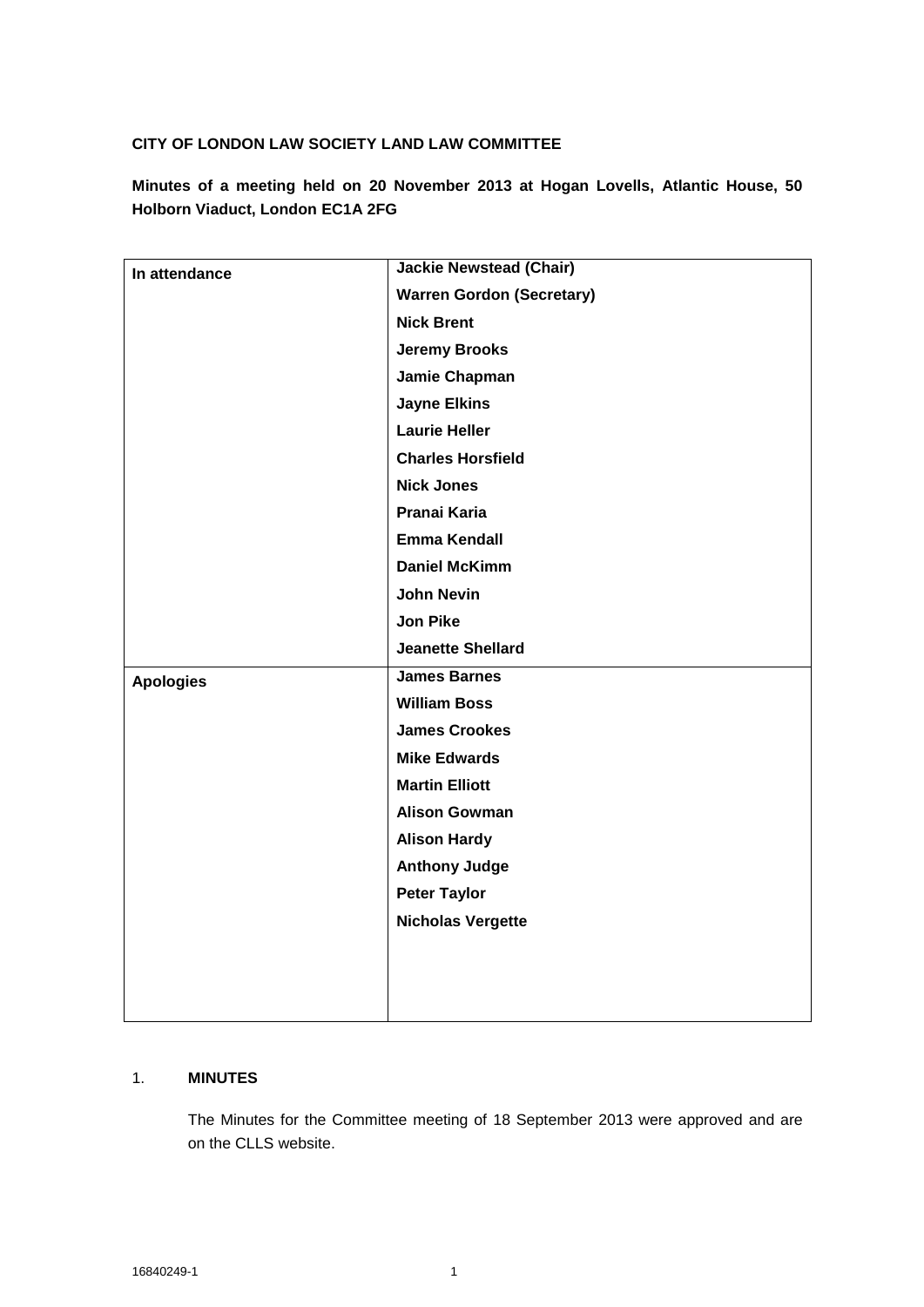**CITY OF LONDON LAW SOCIETY LAND LAW COMMITTEE**

**Minutes of a meeting held on 20 November 2013 at Hogan Lovells, Atlantic House, 50 Holborn Viaduct, London EC1A 2FG**

| | |
|---|---|
| **In attendance** | **Jackie Newstead (Chair)**<br>**Warren Gordon (Secretary)**<br>**Nick Brent**<br>**Jeremy Brooks**<br>**Jamie Chapman**<br>**Jayne Elkins**<br>**Laurie Heller**<br>**Charles Horsfield**<br>**Nick Jones**<br>**Pranai Karia**<br>**Emma Kendall**<br>**Daniel McKimm**<br>**John Nevin**<br>**Jon Pike**<br>**Jeanette Shellard** |
| **Apologies** | **James Barnes**<br>**William Boss**<br>**James Crookes**<br>**Mike Edwards**<br>**Martin Elliott**<br>**Alison Gowman**<br>**Alison Hardy**<br>**Anthony Judge**<br>**Peter Taylor**<br>**Nicholas Vergette** |

1. **MINUTES**

   The Minutes for the Committee meeting of 18 September 2013 were approved and are on the CLLS website.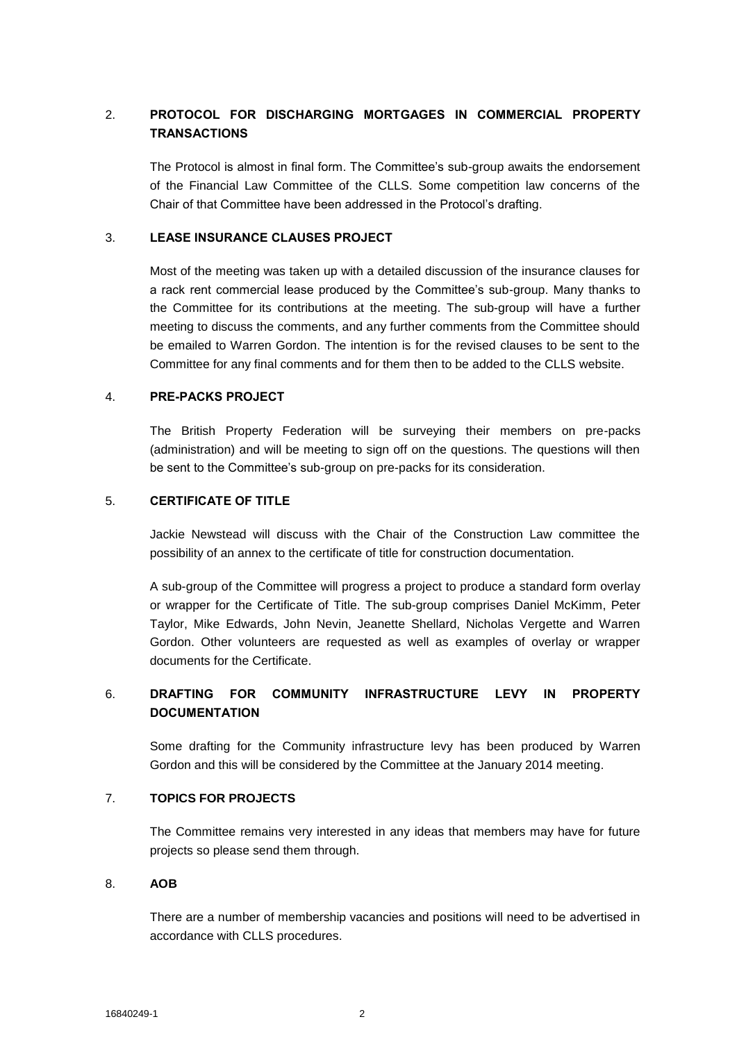## 2. PROTOCOL FOR DISCHARGING MORTGAGES IN COMMERCIAL PROPERTY TRANSACTIONS

The Protocol is almost in final form. The Committee's sub-group awaits the endorsement of the Financial Law Committee of the CLLS. Some competition law concerns of the Chair of that Committee have been addressed in the Protocol's drafting.

## 3. LEASE INSURANCE CLAUSES PROJECT

Most of the meeting was taken up with a detailed discussion of the insurance clauses for a rack rent commercial lease produced by the Committee's sub-group. Many thanks to the Committee for its contributions at the meeting. The sub-group will have a further meeting to discuss the comments, and any further comments from the Committee should be emailed to Warren Gordon. The intention is for the revised clauses to be sent to the Committee for any final comments and for them then to be added to the CLLS website.

## 4. PRE-PACKS PROJECT

The British Property Federation will be surveying their members on pre-packs (administration) and will be meeting to sign off on the questions. The questions will then be sent to the Committee's sub-group on pre-packs for its consideration.

## 5. CERTIFICATE OF TITLE

Jackie Newstead will discuss with the Chair of the Construction Law committee the possibility of an annex to the certificate of title for construction documentation.

A sub-group of the Committee will progress a project to produce a standard form overlay or wrapper for the Certificate of Title. The sub-group comprises Daniel McKimm, Peter Taylor, Mike Edwards, John Nevin, Jeanette Shellard, Nicholas Vergette and Warren Gordon. Other volunteers are requested as well as examples of overlay or wrapper documents for the Certificate.

## 6. DRAFTING FOR COMMUNITY INFRASTRUCTURE LEVY IN PROPERTY DOCUMENTATION

Some drafting for the Community infrastructure levy has been produced by Warren Gordon and this will be considered by the Committee at the January 2014 meeting.

## 7. TOPICS FOR PROJECTS

The Committee remains very interested in any ideas that members may have for future projects so please send them through.

## 8. AOB

There are a number of membership vacancies and positions will need to be advertised in accordance with CLLS procedures.

16840249-1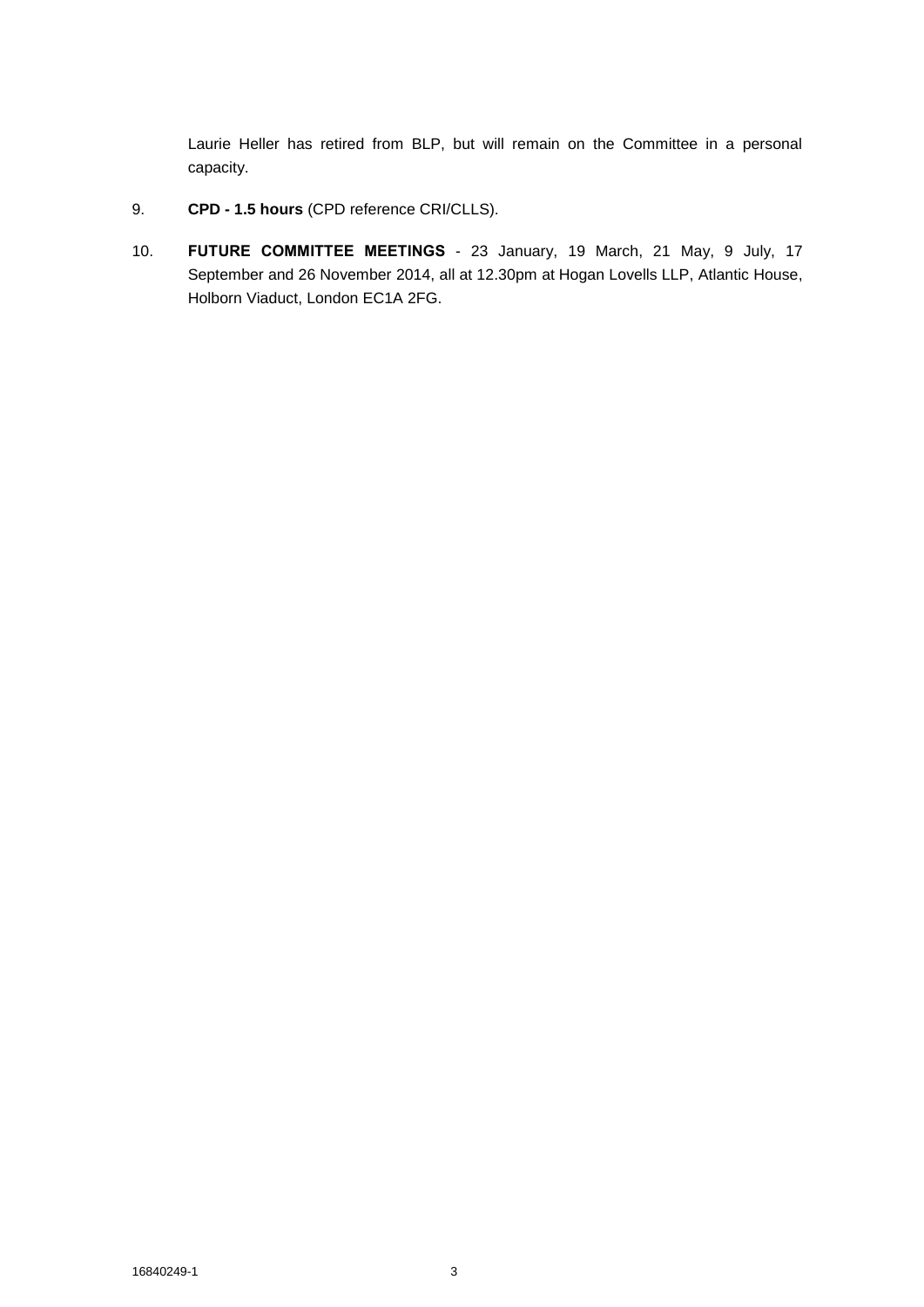Laurie Heller has retired from BLP, but will remain on the Committee in a personal capacity.

9. **CPD - 1.5 hours** (CPD reference CRI/CLLS).

10. **FUTURE COMMITTEE MEETINGS** - 23 January, 19 March, 21 May, 9 July, 17 September and 26 November 2014, all at 12.30pm at Hogan Lovells LLP, Atlantic House, Holborn Viaduct, London EC1A 2FG.